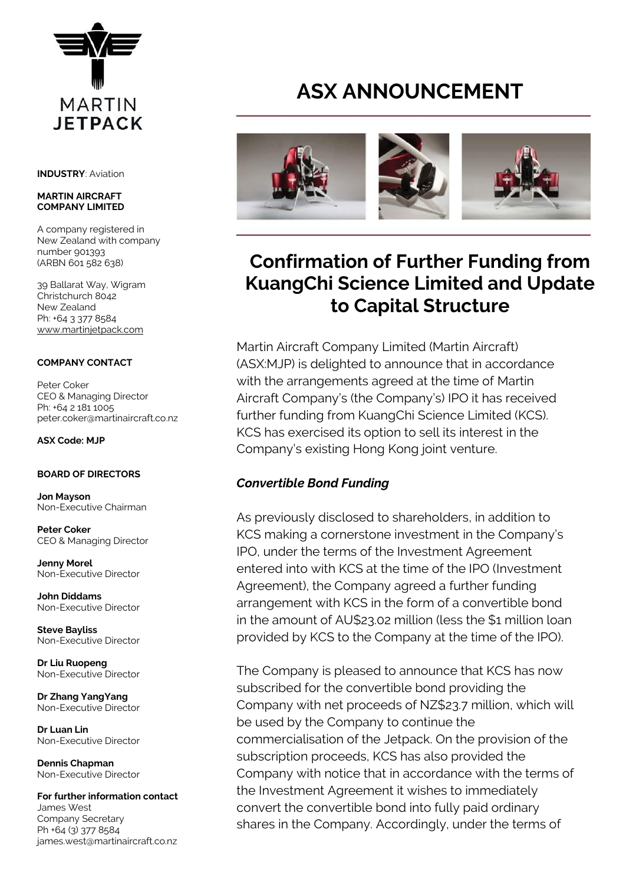# ASX ANNOUNCEMENT

**INDUSTRY**: Aviation

**MARTIN AIRCRAFT COMPANY LIMITED**

A company registered in New Zealand with company number 901393 (ARBN 601 582 638)

39 Ballarat Way, Wigram
Christchurch 8042
New Zealand
Ph: +64 3 377 8584
www.martinjetpack.com

**COMPANY CONTACT**

Peter Coker
CEO & Managing Director
Ph: +64 2 181 1005
peter.coker@martinaircraft.co.nz

**ASX Code: MJP**

**BOARD OF DIRECTORS**

**Jon Mayson**
Non-Executive Chairman

**Peter Coker**
CEO & Managing Director

**Jenny Morel**
Non-Executive Director

**John Diddams**
Non-Executive Director

**Steve Bayliss**
Non-Executive Director

**Dr Liu Ruopeng**
Non-Executive Director

**Dr Zhang YangYang**
Non-Executive Director

**Dr Luan Lin**
Non-Executive Director

**Dennis Chapman**
Non-Executive Director

**For further information contact**
James West
Company Secretary
Ph +64 (3) 377 8584
james.west@martinaircraft.co.nz

## Confirmation of Further Funding from KuangChi Science Limited and Update to Capital Structure

Martin Aircraft Company Limited (Martin Aircraft) (ASX:MJP) is delighted to announce that in accordance with the arrangements agreed at the time of Martin Aircraft Company's (the Company's) IPO it has received further funding from KuangChi Science Limited (KCS). KCS has exercised its option to sell its interest in the Company's existing Hong Kong joint venture.

### *Convertible Bond Funding*

As previously disclosed to shareholders, in addition to KCS making a cornerstone investment in the Company's IPO, under the terms of the Investment Agreement entered into with KCS at the time of the IPO (Investment Agreement), the Company agreed a further funding arrangement with KCS in the form of a convertible bond in the amount of AU$23.02 million (less the $1 million loan provided by KCS to the Company at the time of the IPO).

The Company is pleased to announce that KCS has now subscribed for the convertible bond providing the Company with net proceeds of NZ$23.7 million, which will be used by the Company to continue the commercialisation of the Jetpack. On the provision of the subscription proceeds, KCS has also provided the Company with notice that in accordance with the terms of the Investment Agreement it wishes to immediately convert the convertible bond into fully paid ordinary shares in the Company. Accordingly, under the terms of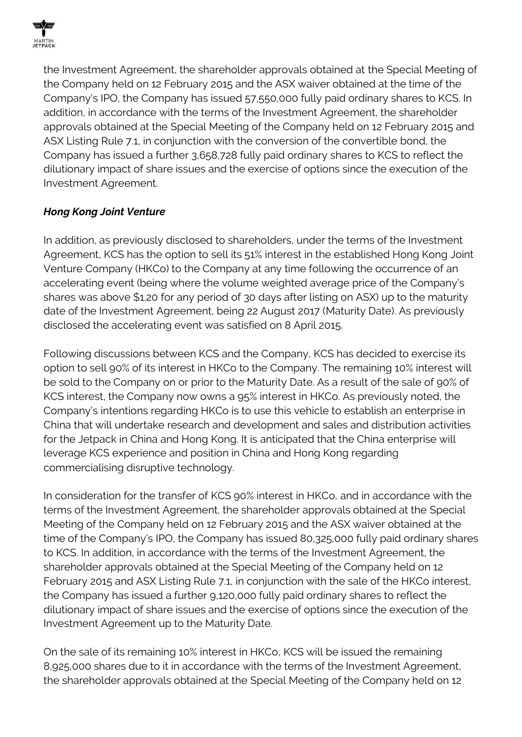the Investment Agreement, the shareholder approvals obtained at the Special Meeting of the Company held on 12 February 2015 and the ASX waiver obtained at the time of the Company's IPO, the Company has issued 57,550,000 fully paid ordinary shares to KCS. In addition, in accordance with the terms of the Investment Agreement, the shareholder approvals obtained at the Special Meeting of the Company held on 12 February 2015 and ASX Listing Rule 7.1, in conjunction with the conversion of the convertible bond, the Company has issued a further 3,658,728 fully paid ordinary shares to KCS to reflect the dilutionary impact of share issues and the exercise of options since the execution of the Investment Agreement.

***Hong Kong Joint Venture***

In addition, as previously disclosed to shareholders, under the terms of the Investment Agreement, KCS has the option to sell its 51% interest in the established Hong Kong Joint Venture Company (HKCo) to the Company at any time following the occurrence of an accelerating event (being where the volume weighted average price of the Company's shares was above $1.20 for any period of 30 days after listing on ASX) up to the maturity date of the Investment Agreement, being 22 August 2017 (Maturity Date). As previously disclosed the accelerating event was satisfied on 8 April 2015.

Following discussions between KCS and the Company, KCS has decided to exercise its option to sell 90% of its interest in HKCo to the Company. The remaining 10% interest will be sold to the Company on or prior to the Maturity Date. As a result of the sale of 90% of KCS interest, the Company now owns a 95% interest in HKCo. As previously noted, the Company's intentions regarding HKCo is to use this vehicle to establish an enterprise in China that will undertake research and development and sales and distribution activities for the Jetpack in China and Hong Kong. It is anticipated that the China enterprise will leverage KCS experience and position in China and Hong Kong regarding commercialising disruptive technology.

In consideration for the transfer of KCS 90% interest in HKCo, and in accordance with the terms of the Investment Agreement, the shareholder approvals obtained at the Special Meeting of the Company held on 12 February 2015 and the ASX waiver obtained at the time of the Company's IPO, the Company has issued 80,325,000 fully paid ordinary shares to KCS. In addition, in accordance with the terms of the Investment Agreement, the shareholder approvals obtained at the Special Meeting of the Company held on 12 February 2015 and ASX Listing Rule 7.1, in conjunction with the sale of the HKCo interest, the Company has issued a further 9,120,000 fully paid ordinary shares to reflect the dilutionary impact of share issues and the exercise of options since the execution of the Investment Agreement up to the Maturity Date.

On the sale of its remaining 10% interest in HKCo, KCS will be issued the remaining 8,925,000 shares due to it in accordance with the terms of the Investment Agreement, the shareholder approvals obtained at the Special Meeting of the Company held on 12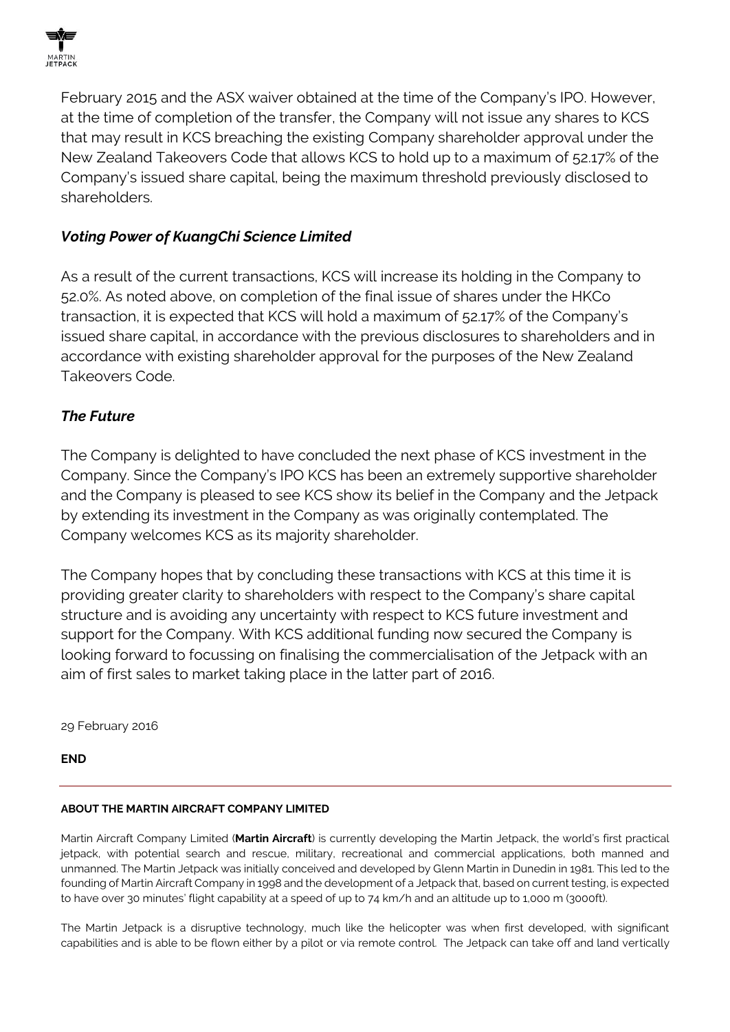February 2015 and the ASX waiver obtained at the time of the Company's IPO. However, at the time of completion of the transfer, the Company will not issue any shares to KCS that may result in KCS breaching the existing Company shareholder approval under the New Zealand Takeovers Code that allows KCS to hold up to a maximum of 52.17% of the Company's issued share capital, being the maximum threshold previously disclosed to shareholders.

### *Voting Power of KuangChi Science Limited*

As a result of the current transactions, KCS will increase its holding in the Company to 52.0%. As noted above, on completion of the final issue of shares under the HKCo transaction, it is expected that KCS will hold a maximum of 52.17% of the Company's issued share capital, in accordance with the previous disclosures to shareholders and in accordance with existing shareholder approval for the purposes of the New Zealand Takeovers Code.

### *The Future*

The Company is delighted to have concluded the next phase of KCS investment in the Company. Since the Company's IPO KCS has been an extremely supportive shareholder and the Company is pleased to see KCS show its belief in the Company and the Jetpack by extending its investment in the Company as was originally contemplated. The Company welcomes KCS as its majority shareholder.

The Company hopes that by concluding these transactions with KCS at this time it is providing greater clarity to shareholders with respect to the Company's share capital structure and is avoiding any uncertainty with respect to KCS future investment and support for the Company. With KCS additional funding now secured the Company is looking forward to focussing on finalising the commercialisation of the Jetpack with an aim of first sales to market taking place in the latter part of 2016.

29 February 2016

**END**

---

**ABOUT THE MARTIN AIRCRAFT COMPANY LIMITED**

Martin Aircraft Company Limited (**Martin Aircraft**) is currently developing the Martin Jetpack, the world's first practical jetpack, with potential search and rescue, military, recreational and commercial applications, both manned and unmanned. The Martin Jetpack was initially conceived and developed by Glenn Martin in Dunedin in 1981. This led to the founding of Martin Aircraft Company in 1998 and the development of a Jetpack that, based on current testing, is expected to have over 30 minutes' flight capability at a speed of up to 74 km/h and an altitude up to 1,000 m (3000ft).

The Martin Jetpack is a disruptive technology, much like the helicopter was when first developed, with significant capabilities and is able to be flown either by a pilot or via remote control. The Jetpack can take off and land vertically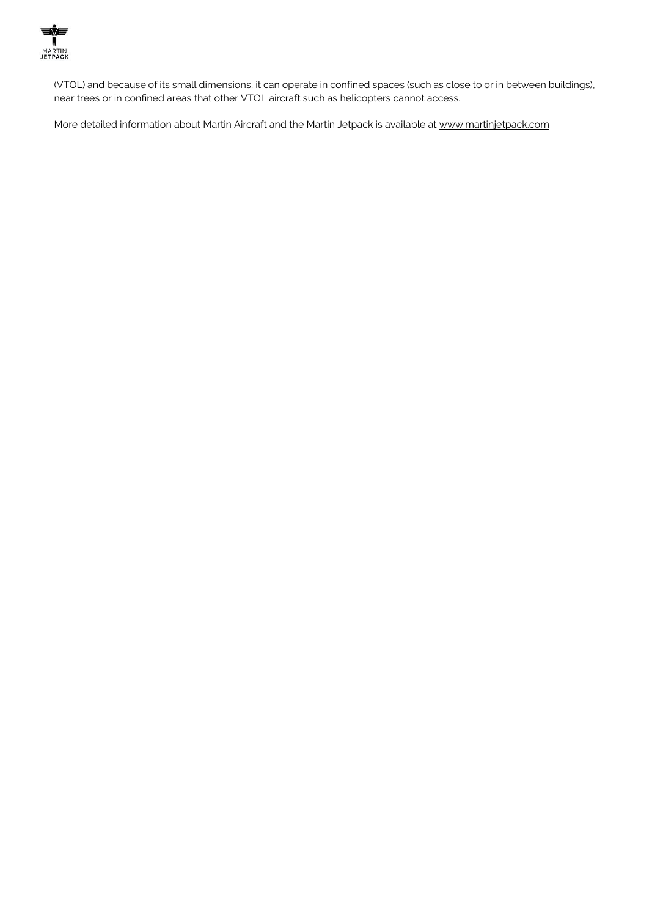(VTOL) and because of its small dimensions, it can operate in confined spaces (such as close to or in between buildings), near trees or in confined areas that other VTOL aircraft such as helicopters cannot access.

More detailed information about Martin Aircraft and the Martin Jetpack is available at www.martinjetpack.com